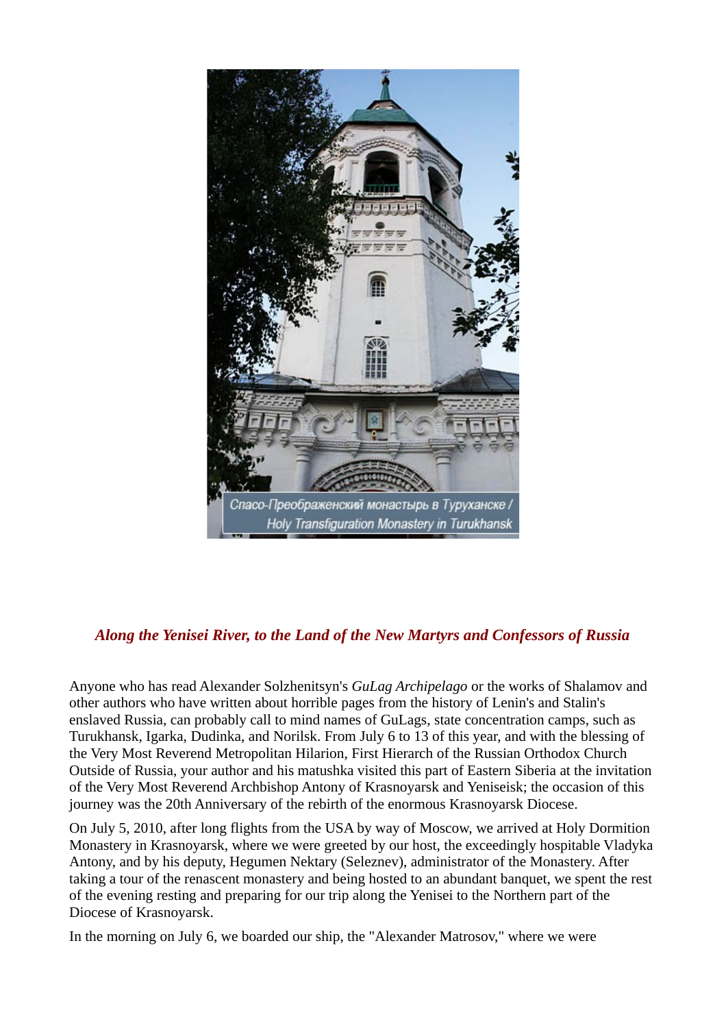Спасо-Преображенский монастырь в Туруханске / Holy Transfiguration Monastery in Turukhansk

### *Along the Yenisei River, to the Land of the New Martyrs and Confessors of Russia*

Anyone who has read Alexander Solzhenitsyn's *GuLag Archipelago* or the works of Shalamov and other authors who have written about horrible pages from the history of Lenin's and Stalin's enslaved Russia, can probably call to mind names of GuLags, state concentration camps, such as Turukhansk, Igarka, Dudinka, and Norilsk. From July 6 to 13 of this year, and with the blessing of the Very Most Reverend Metropolitan Hilarion, First Hierarch of the Russian Orthodox Church Outside of Russia, your author and his matushka visited this part of Eastern Siberia at the invitation of the Very Most Reverend Archbishop Antony of Krasnoyarsk and Yeniseisk; the occasion of this journey was the 20th Anniversary of the rebirth of the enormous Krasnoyarsk Diocese.

On July 5, 2010, after long flights from the USA by way of Moscow, we arrived at Holy Dormition Monastery in Krasnoyarsk, where we were greeted by our host, the exceedingly hospitable Vladyka Antony, and by his deputy, Hegumen Nektary (Seleznev), administrator of the Monastery. After taking a tour of the renascent monastery and being hosted to an abundant banquet, we spent the rest of the evening resting and preparing for our trip along the Yenisei to the Northern part of the Diocese of Krasnoyarsk.

In the morning on July 6, we boarded our ship, the "Alexander Matrosov," where we were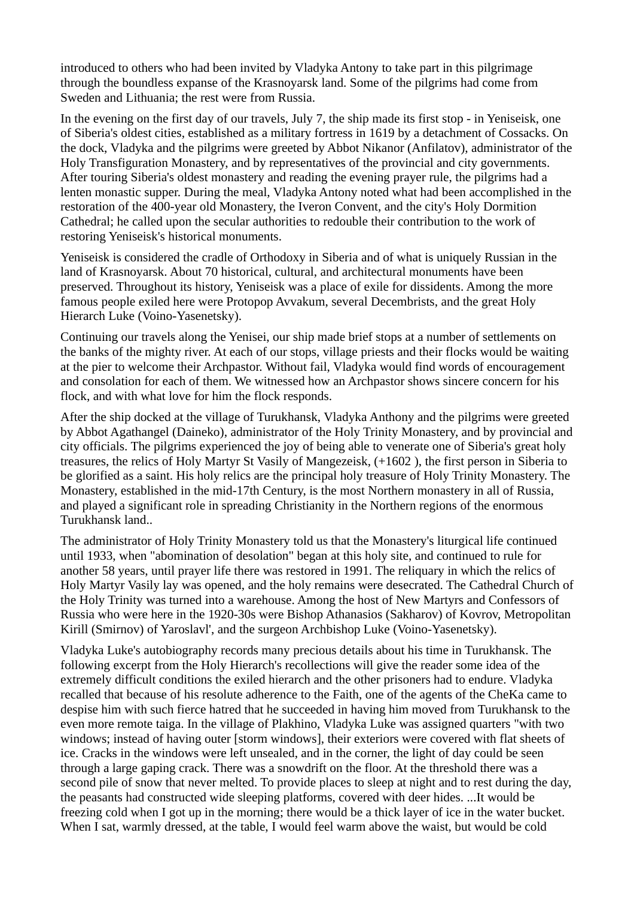introduced to others who had been invited by Vladyka Antony to take part in this pilgrimage through the boundless expanse of the Krasnoyarsk land. Some of the pilgrims had come from Sweden and Lithuania; the rest were from Russia.

In the evening on the first day of our travels, July 7, the ship made its first stop - in Yeniseisk, one of Siberia's oldest cities, established as a military fortress in 1619 by a detachment of Cossacks. On the dock, Vladyka and the pilgrims were greeted by Abbot Nikanor (Anfilatov), administrator of the Holy Transfiguration Monastery, and by representatives of the provincial and city governments. After touring Siberia's oldest monastery and reading the evening prayer rule, the pilgrims had a lenten monastic supper. During the meal, Vladyka Antony noted what had been accomplished in the restoration of the 400-year old Monastery, the Iveron Convent, and the city's Holy Dormition Cathedral; he called upon the secular authorities to redouble their contribution to the work of restoring Yeniseisk's historical monuments.

Yeniseisk is considered the cradle of Orthodoxy in Siberia and of what is uniquely Russian in the land of Krasnoyarsk. About 70 historical, cultural, and architectural monuments have been preserved. Throughout its history, Yeniseisk was a place of exile for dissidents. Among the more famous people exiled here were Protopop Avvakum, several Decembrists, and the great Holy Hierarch Luke (Voino-Yasenetsky).

Continuing our travels along the Yenisei, our ship made brief stops at a number of settlements on the banks of the mighty river. At each of our stops, village priests and their flocks would be waiting at the pier to welcome their Archpastor. Without fail, Vladyka would find words of encouragement and consolation for each of them. We witnessed how an Archpastor shows sincere concern for his flock, and with what love for him the flock responds.

After the ship docked at the village of Turukhansk, Vladyka Anthony and the pilgrims were greeted by Abbot Agathangel (Daineko), administrator of the Holy Trinity Monastery, and by provincial and city officials. The pilgrims experienced the joy of being able to venerate one of Siberia's great holy treasures, the relics of Holy Martyr St Vasily of Mangezeisk, (+1602 ), the first person in Siberia to be glorified as a saint. His holy relics are the principal holy treasure of Holy Trinity Monastery. The Monastery, established in the mid-17th Century, is the most Northern monastery in all of Russia, and played a significant role in spreading Christianity in the Northern regions of the enormous Turukhansk land..

The administrator of Holy Trinity Monastery told us that the Monastery's liturgical life continued until 1933, when "abomination of desolation" began at this holy site, and continued to rule for another 58 years, until prayer life there was restored in 1991. The reliquary in which the relics of Holy Martyr Vasily lay was opened, and the holy remains were desecrated. The Cathedral Church of the Holy Trinity was turned into a warehouse. Among the host of New Martyrs and Confessors of Russia who were here in the 1920-30s were Bishop Athanasios (Sakharov) of Kovrov, Metropolitan Kirill (Smirnov) of Yaroslavl', and the surgeon Archbishop Luke (Voino-Yasenetsky).

Vladyka Luke's autobiography records many precious details about his time in Turukhansk. The following excerpt from the Holy Hierarch's recollections will give the reader some idea of the extremely difficult conditions the exiled hierarch and the other prisoners had to endure. Vladyka recalled that because of his resolute adherence to the Faith, one of the agents of the CheKa came to despise him with such fierce hatred that he succeeded in having him moved from Turukhansk to the even more remote taiga. In the village of Plakhino, Vladyka Luke was assigned quarters "with two windows; instead of having outer [storm windows], their exteriors were covered with flat sheets of ice. Cracks in the windows were left unsealed, and in the corner, the light of day could be seen through a large gaping crack. There was a snowdrift on the floor. At the threshold there was a second pile of snow that never melted. To provide places to sleep at night and to rest during the day, the peasants had constructed wide sleeping platforms, covered with deer hides. ...It would be freezing cold when I got up in the morning; there would be a thick layer of ice in the water bucket. When I sat, warmly dressed, at the table, I would feel warm above the waist, but would be cold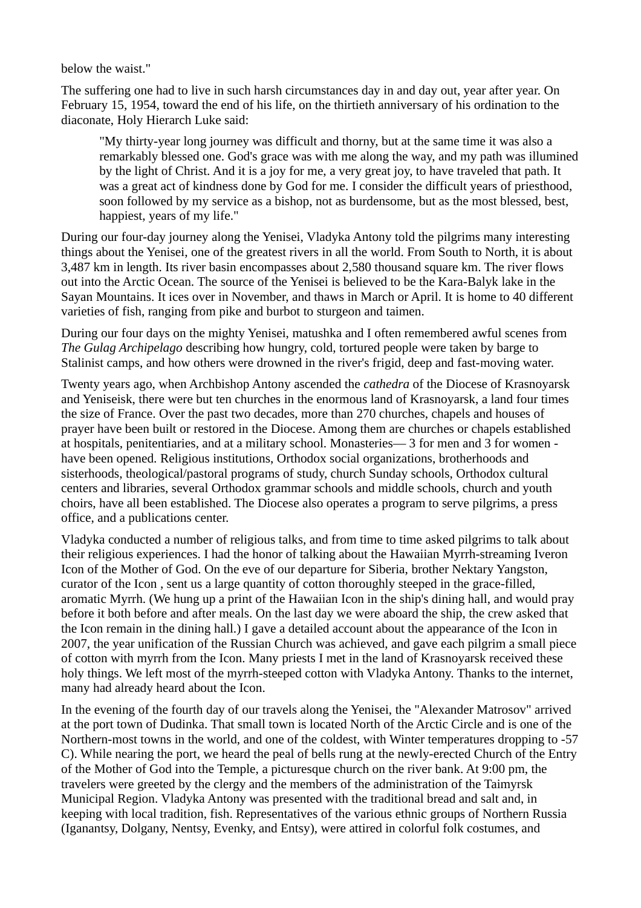below the waist."

The suffering one had to live in such harsh circumstances day in and day out, year after year. On February 15, 1954, toward the end of his life, on the thirtieth anniversary of his ordination to the diaconate, Holy Hierarch Luke said:

> "My thirty-year long journey was difficult and thorny, but at the same time it was also a remarkably blessed one. God's grace was with me along the way, and my path was illumined by the light of Christ. And it is a joy for me, a very great joy, to have traveled that path. It was a great act of kindness done by God for me. I consider the difficult years of priesthood, soon followed by my service as a bishop, not as burdensome, but as the most blessed, best, happiest, years of my life."

During our four-day journey along the Yenisei, Vladyka Antony told the pilgrims many interesting things about the Yenisei, one of the greatest rivers in all the world. From South to North, it is about 3,487 km in length. Its river basin encompasses about 2,580 thousand square km. The river flows out into the Arctic Ocean. The source of the Yenisei is believed to be the Kara-Balyk lake in the Sayan Mountains. It ices over in November, and thaws in March or April. It is home to 40 different varieties of fish, ranging from pike and burbot to sturgeon and taimen.

During our four days on the mighty Yenisei, matushka and I often remembered awful scenes from *The Gulag Archipelago* describing how hungry, cold, tortured people were taken by barge to Stalinist camps, and how others were drowned in the river's frigid, deep and fast-moving water.

Twenty years ago, when Archbishop Antony ascended the *cathedra* of the Diocese of Krasnoyarsk and Yeniseisk, there were but ten churches in the enormous land of Krasnoyarsk, a land four times the size of France. Over the past two decades, more than 270 churches, chapels and houses of prayer have been built or restored in the Diocese. Among them are churches or chapels established at hospitals, penitentiaries, and at a military school. Monasteries— 3 for men and 3 for women - have been opened. Religious institutions, Orthodox social organizations, brotherhoods and sisterhoods, theological/pastoral programs of study, church Sunday schools, Orthodox cultural centers and libraries, several Orthodox grammar schools and middle schools, church and youth choirs, have all been established. The Diocese also operates a program to serve pilgrims, a press office, and a publications center.

Vladyka conducted a number of religious talks, and from time to time asked pilgrims to talk about their religious experiences. I had the honor of talking about the Hawaiian Myrrh-streaming Iveron Icon of the Mother of God. On the eve of our departure for Siberia, brother Nektary Yangston, curator of the Icon , sent us a large quantity of cotton thoroughly steeped in the grace-filled, aromatic Myrrh. (We hung up a print of the Hawaiian Icon in the ship's dining hall, and would pray before it both before and after meals. On the last day we were aboard the ship, the crew asked that the Icon remain in the dining hall.) I gave a detailed account about the appearance of the Icon in 2007, the year unification of the Russian Church was achieved, and gave each pilgrim a small piece of cotton with myrrh from the Icon. Many priests I met in the land of Krasnoyarsk received these holy things. We left most of the myrrh-steeped cotton with Vladyka Antony. Thanks to the internet, many had already heard about the Icon.

In the evening of the fourth day of our travels along the Yenisei, the "Alexander Matrosov" arrived at the port town of Dudinka. That small town is located North of the Arctic Circle and is one of the Northern-most towns in the world, and one of the coldest, with Winter temperatures dropping to -57 C). While nearing the port, we heard the peal of bells rung at the newly-erected Church of the Entry of the Mother of God into the Temple, a picturesque church on the river bank. At 9:00 pm, the travelers were greeted by the clergy and the members of the administration of the Taimyrsk Municipal Region. Vladyka Antony was presented with the traditional bread and salt and, in keeping with local tradition, fish. Representatives of the various ethnic groups of Northern Russia (Iganantsy, Dolgany, Nentsy, Evenky, and Entsy), were attired in colorful folk costumes, and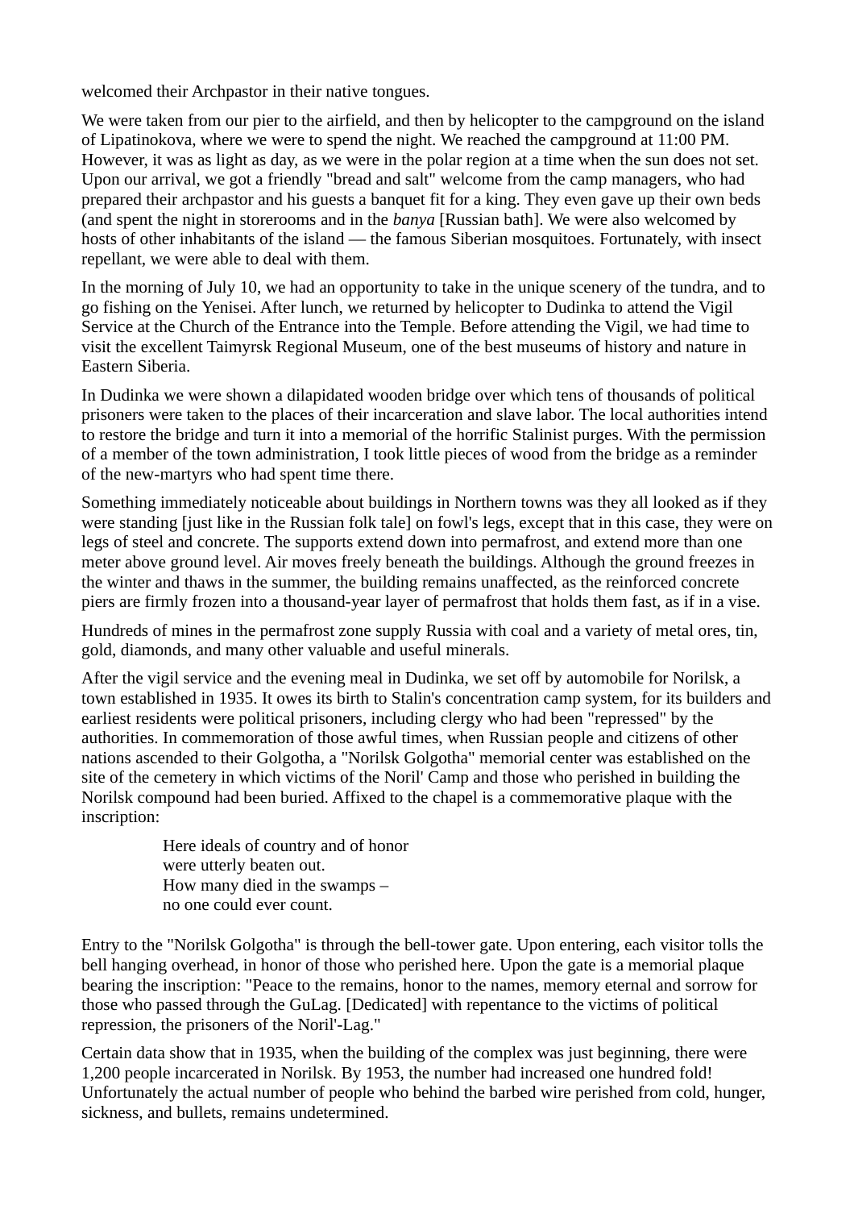welcomed their Archpastor in their native tongues.

We were taken from our pier to the airfield, and then by helicopter to the campground on the island of Lipatinokova, where we were to spend the night. We reached the campground at 11:00 PM. However, it was as light as day, as we were in the polar region at a time when the sun does not set. Upon our arrival, we got a friendly "bread and salt" welcome from the camp managers, who had prepared their archpastor and his guests a banquet fit for a king. They even gave up their own beds (and spent the night in storerooms and in the *banya* [Russian bath]. We were also welcomed by hosts of other inhabitants of the island — the famous Siberian mosquitoes. Fortunately, with insect repellant, we were able to deal with them.

In the morning of July 10, we had an opportunity to take in the unique scenery of the tundra, and to go fishing on the Yenisei. After lunch, we returned by helicopter to Dudinka to attend the Vigil Service at the Church of the Entrance into the Temple. Before attending the Vigil, we had time to visit the excellent Taimyrsk Regional Museum, one of the best museums of history and nature in Eastern Siberia.

In Dudinka we were shown a dilapidated wooden bridge over which tens of thousands of political prisoners were taken to the places of their incarceration and slave labor. The local authorities intend to restore the bridge and turn it into a memorial of the horrific Stalinist purges. With the permission of a member of the town administration, I took little pieces of wood from the bridge as a reminder of the new-martyrs who had spent time there.

Something immediately noticeable about buildings in Northern towns was they all looked as if they were standing [just like in the Russian folk tale] on fowl's legs, except that in this case, they were on legs of steel and concrete. The supports extend down into permafrost, and extend more than one meter above ground level. Air moves freely beneath the buildings. Although the ground freezes in the winter and thaws in the summer, the building remains unaffected, as the reinforced concrete piers are firmly frozen into a thousand-year layer of permafrost that holds them fast, as if in a vise.

Hundreds of mines in the permafrost zone supply Russia with coal and a variety of metal ores, tin, gold, diamonds, and many other valuable and useful minerals.

After the vigil service and the evening meal in Dudinka, we set off by automobile for Norilsk, a town established in 1935. It owes its birth to Stalin's concentration camp system, for its builders and earliest residents were political prisoners, including clergy who had been "repressed" by the authorities. In commemoration of those awful times, when Russian people and citizens of other nations ascended to their Golgotha, a "Norilsk Golgotha" memorial center was established on the site of the cemetery in which victims of the Noril' Camp and those who perished in building the Norilsk compound had been buried. Affixed to the chapel is a commemorative plaque with the inscription:

> Here ideals of country and of honor
> were utterly beaten out.
> How many died in the swamps –
> no one could ever count.

Entry to the "Norilsk Golgotha" is through the bell-tower gate. Upon entering, each visitor tolls the bell hanging overhead, in honor of those who perished here. Upon the gate is a memorial plaque bearing the inscription: "Peace to the remains, honor to the names, memory eternal and sorrow for those who passed through the GuLag. [Dedicated] with repentance to the victims of political repression, the prisoners of the Noril'-Lag."

Certain data show that in 1935, when the building of the complex was just beginning, there were 1,200 people incarcerated in Norilsk. By 1953, the number had increased one hundred fold! Unfortunately the actual number of people who behind the barbed wire perished from cold, hunger, sickness, and bullets, remains undetermined.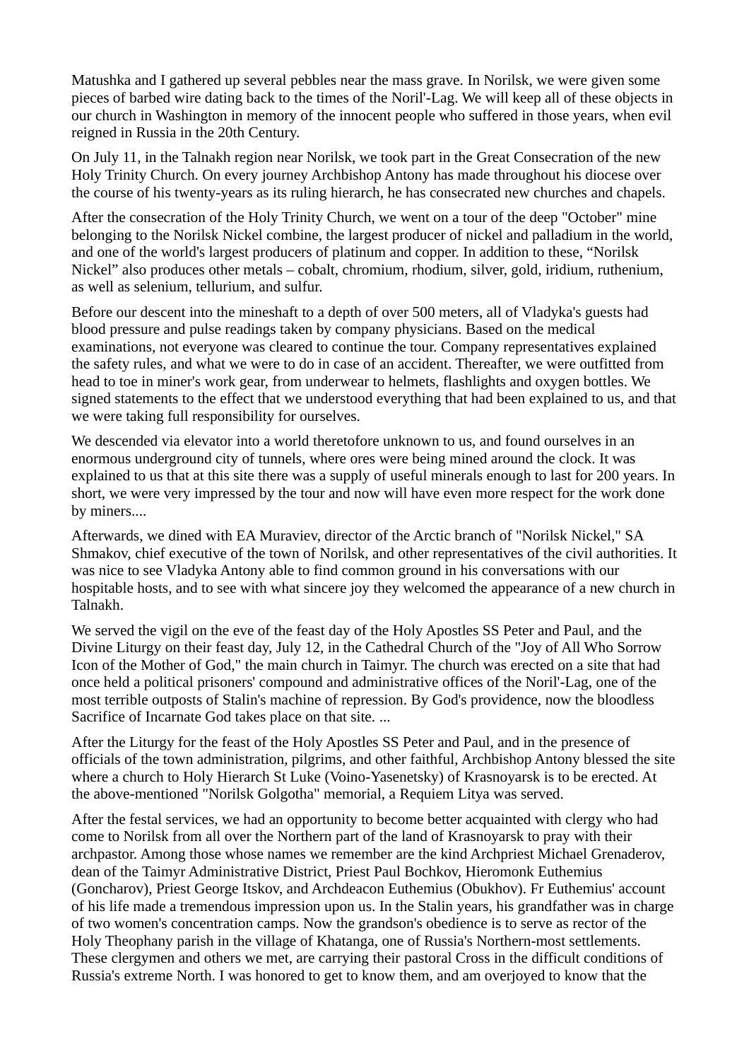Matushka and I gathered up several pebbles near the mass grave. In Norilsk, we were given some pieces of barbed wire dating back to the times of the Noril'-Lag. We will keep all of these objects in our church in Washington in memory of the innocent people who suffered in those years, when evil reigned in Russia in the 20th Century.

On July 11, in the Talnakh region near Norilsk, we took part in the Great Consecration of the new Holy Trinity Church. On every journey Archbishop Antony has made throughout his diocese over the course of his twenty-years as its ruling hierarch, he has consecrated new churches and chapels.

After the consecration of the Holy Trinity Church, we went on a tour of the deep "October" mine belonging to the Norilsk Nickel combine, the largest producer of nickel and palladium in the world, and one of the world's largest producers of platinum and copper. In addition to these, "Norilsk Nickel" also produces other metals – cobalt, chromium, rhodium, silver, gold, iridium, ruthenium, as well as selenium, tellurium, and sulfur.

Before our descent into the mineshaft to a depth of over 500 meters, all of Vladyka's guests had blood pressure and pulse readings taken by company physicians. Based on the medical examinations, not everyone was cleared to continue the tour. Company representatives explained the safety rules, and what we were to do in case of an accident. Thereafter, we were outfitted from head to toe in miner's work gear, from underwear to helmets, flashlights and oxygen bottles. We signed statements to the effect that we understood everything that had been explained to us, and that we were taking full responsibility for ourselves.

We descended via elevator into a world theretofore unknown to us, and found ourselves in an enormous underground city of tunnels, where ores were being mined around the clock. It was explained to us that at this site there was a supply of useful minerals enough to last for 200 years. In short, we were very impressed by the tour and now will have even more respect for the work done by miners....

Afterwards, we dined with EA Muraviev, director of the Arctic branch of "Norilsk Nickel," SA Shmakov, chief executive of the town of Norilsk, and other representatives of the civil authorities. It was nice to see Vladyka Antony able to find common ground in his conversations with our hospitable hosts, and to see with what sincere joy they welcomed the appearance of a new church in Talnakh.

We served the vigil on the eve of the feast day of the Holy Apostles SS Peter and Paul, and the Divine Liturgy on their feast day, July 12, in the Cathedral Church of the "Joy of All Who Sorrow Icon of the Mother of God," the main church in Taimyr. The church was erected on a site that had once held a political prisoners' compound and administrative offices of the Noril'-Lag, one of the most terrible outposts of Stalin's machine of repression. By God's providence, now the bloodless Sacrifice of Incarnate God takes place on that site. ...

After the Liturgy for the feast of the Holy Apostles SS Peter and Paul, and in the presence of officials of the town administration, pilgrims, and other faithful, Archbishop Antony blessed the site where a church to Holy Hierarch St Luke (Voino-Yasenetsky) of Krasnoyarsk is to be erected. At the above-mentioned "Norilsk Golgotha" memorial, a Requiem Litya was served.

After the festal services, we had an opportunity to become better acquainted with clergy who had come to Norilsk from all over the Northern part of the land of Krasnoyarsk to pray with their archpastor. Among those whose names we remember are the kind Archpriest Michael Grenaderov, dean of the Taimyr Administrative District, Priest Paul Bochkov, Hieromonk Euthemius (Goncharov), Priest George Itskov, and Archdeacon Euthemius (Obukhov). Fr Euthemius' account of his life made a tremendous impression upon us. In the Stalin years, his grandfather was in charge of two women's concentration camps. Now the grandson's obedience is to serve as rector of the Holy Theophany parish in the village of Khatanga, one of Russia's Northern-most settlements. These clergymen and others we met, are carrying their pastoral Cross in the difficult conditions of Russia's extreme North. I was honored to get to know them, and am overjoyed to know that the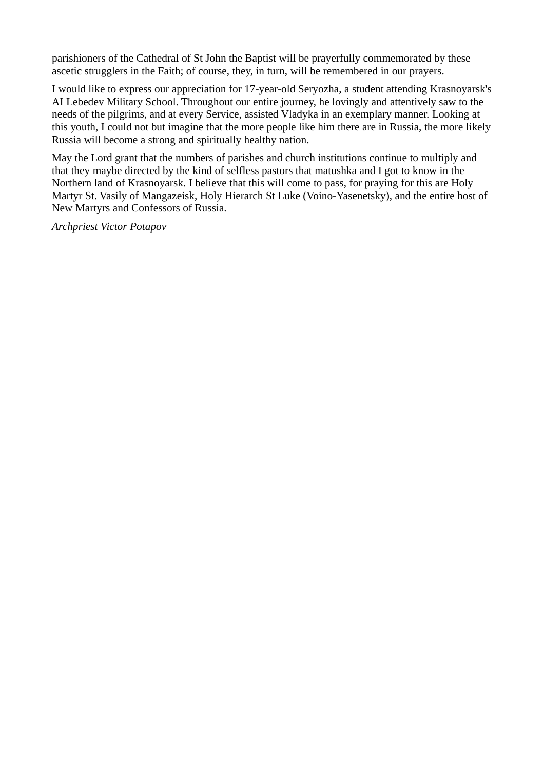parishioners of the Cathedral of St John the Baptist will be prayerfully commemorated by these ascetic strugglers in the Faith; of course, they, in turn, will be remembered in our prayers.

I would like to express our appreciation for 17-year-old Seryozha, a student attending Krasnoyarsk's AI Lebedev Military School. Throughout our entire journey, he lovingly and attentively saw to the needs of the pilgrims, and at every Service, assisted Vladyka in an exemplary manner. Looking at this youth, I could not but imagine that the more people like him there are in Russia, the more likely Russia will become a strong and spiritually healthy nation.

May the Lord grant that the numbers of parishes and church institutions continue to multiply and that they maybe directed by the kind of selfless pastors that matushka and I got to know in the Northern land of Krasnoyarsk. I believe that this will come to pass, for praying for this are Holy Martyr St. Vasily of Mangazeisk, Holy Hierarch St Luke (Voino-Yasenetsky), and the entire host of New Martyrs and Confessors of Russia.

*Archpriest Victor Potapov*